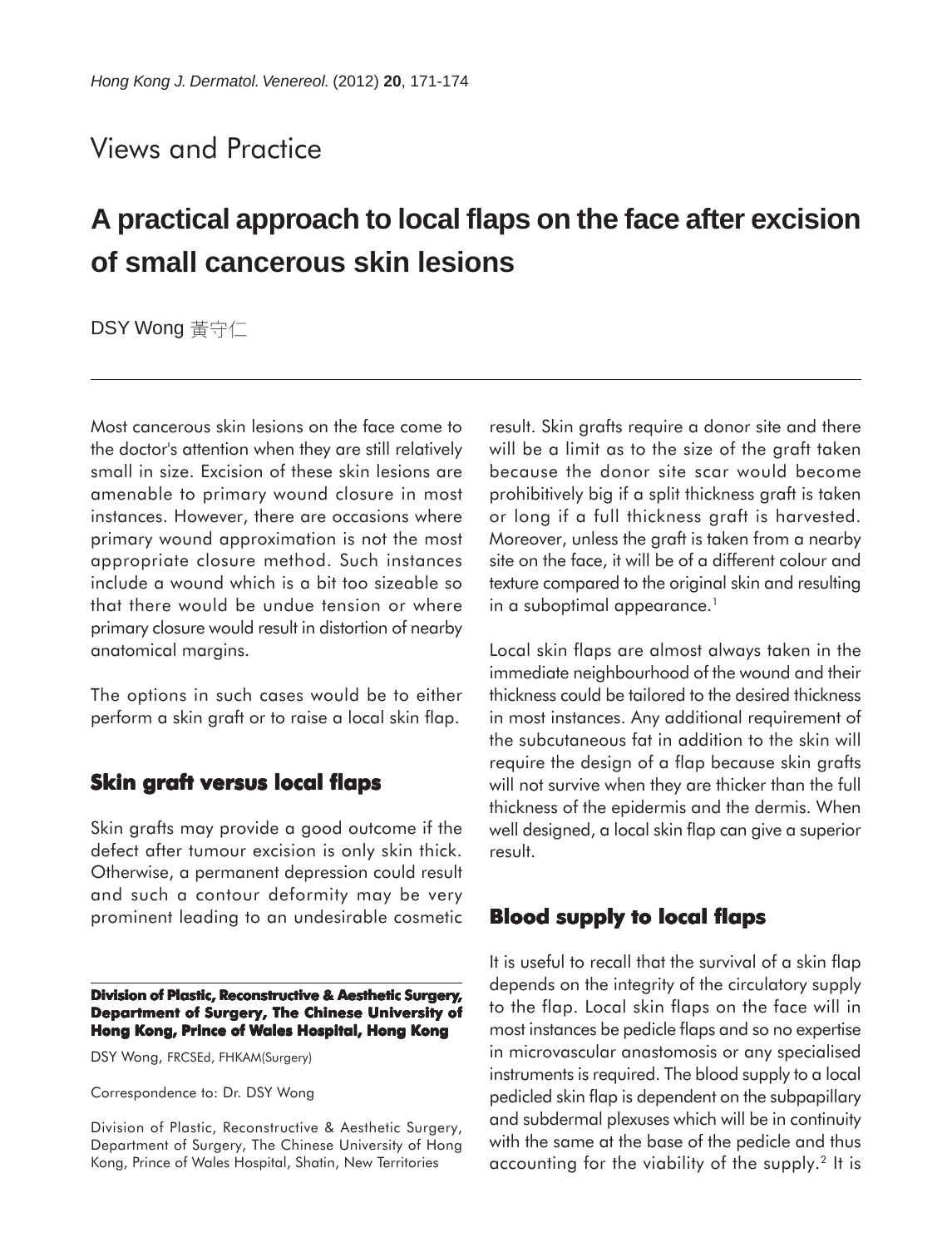Views and Practice

# A practical approach to local flaps on the face after excision of small cancerous skin lesions

DSY Wong 黃守仁

Most cancerous skin lesions on the face come to the doctor's attention when they are still relatively small in size. Excision of these skin lesions are amenable to primary wound closure in most instances. However, there are occasions where primary wound approximation is not the most appropriate closure method. Such instances include a wound which is a bit too sizeable so that there would be undue tension or where primary closure would result in distortion of nearby anatomical margins.

The options in such cases would be to either perform a skin graft or to raise a local skin flap.

## Skin graft versus local flaps

Skin grafts may provide a good outcome if the defect after tumour excision is only skin thick. Otherwise, a permanent depression could result and such a contour deformity may be very prominent leading to an undesirable cosmetic result. Skin grafts require a donor site and there will be a limit as to the size of the graft taken because the donor site scar would become prohibitively big if a split thickness graft is taken or long if a full thickness graft is harvested. Moreover, unless the graft is taken from a nearby site on the face, it will be of a different colour and texture compared to the original skin and resulting in a suboptimal appearance.[1]

Local skin flaps are almost always taken in the immediate neighbourhood of the wound and their thickness could be tailored to the desired thickness in most instances. Any additional requirement of the subcutaneous fat in addition to the skin will require the design of a flap because skin grafts will not survive when they are thicker than the full thickness of the epidermis and the dermis. When well designed, a local skin flap can give a superior result.

## Blood supply to local flaps

It is useful to recall that the survival of a skin flap depends on the integrity of the circulatory supply to the flap. Local skin flaps on the face will in most instances be pedicle flaps and so no expertise in microvascular anastomosis or any specialised instruments is required. The blood supply to a local pedicled skin flap is dependent on the subpapillary and subdermal plexuses which will be in continuity with the same at the base of the pedicle and thus accounting for the viability of the supply.[2] It is

**Division of Plastic, Reconstructive & Aesthetic Surgery, Department of Surgery, The Chinese University of Hong Kong, Prince of Wales Hospital, Hong Kong**

DSY Wong, FRCSEd, FHKAM(Surgery)

Correspondence to: Dr. DSY Wong

Division of Plastic, Reconstructive & Aesthetic Surgery, Department of Surgery, The Chinese University of Hong Kong, Prince of Wales Hospital, Shatin, New Territories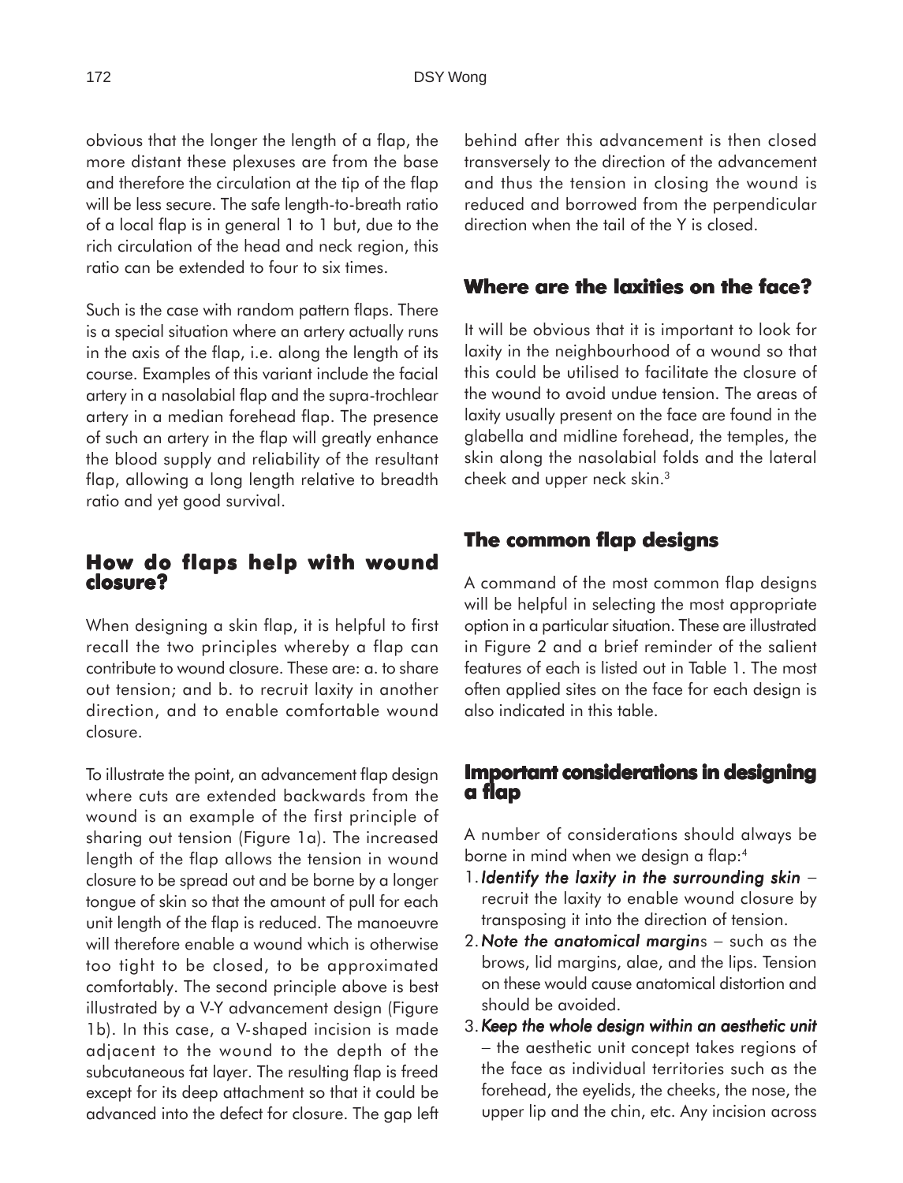obvious that the longer the length of a flap, the more distant these plexuses are from the base and therefore the circulation at the tip of the flap will be less secure. The safe length-to-breath ratio of a local flap is in general 1 to 1 but, due to the rich circulation of the head and neck region, this ratio can be extended to four to six times.

Such is the case with random pattern flaps. There is a special situation where an artery actually runs in the axis of the flap, i.e. along the length of its course. Examples of this variant include the facial artery in a nasolabial flap and the supra-trochlear artery in a median forehead flap. The presence of such an artery in the flap will greatly enhance the blood supply and reliability of the resultant flap, allowing a long length relative to breadth ratio and yet good survival.

## How do flaps help with wound closure?

When designing a skin flap, it is helpful to first recall the two principles whereby a flap can contribute to wound closure. These are: a. to share out tension; and b. to recruit laxity in another direction, and to enable comfortable wound closure.

To illustrate the point, an advancement flap design where cuts are extended backwards from the wound is an example of the first principle of sharing out tension (Figure 1a). The increased length of the flap allows the tension in wound closure to be spread out and be borne by a longer tongue of skin so that the amount of pull for each unit length of the flap is reduced. The manoeuvre will therefore enable a wound which is otherwise too tight to be closed, to be approximated comfortably. The second principle above is best illustrated by a V-Y advancement design (Figure 1b). In this case, a V-shaped incision is made adjacent to the wound to the depth of the subcutaneous fat layer. The resulting flap is freed except for its deep attachment so that it could be advanced into the defect for closure. The gap left behind after this advancement is then closed transversely to the direction of the advancement and thus the tension in closing the wound is reduced and borrowed from the perpendicular direction when the tail of the Y is closed.

## Where are the laxities on the face?

It will be obvious that it is important to look for laxity in the neighbourhood of a wound so that this could be utilised to facilitate the closure of the wound to avoid undue tension. The areas of laxity usually present on the face are found in the glabella and midline forehead, the temples, the skin along the nasolabial folds and the lateral cheek and upper neck skin.[3]

## The common flap designs

A command of the most common flap designs will be helpful in selecting the most appropriate option in a particular situation. These are illustrated in Figure 2 and a brief reminder of the salient features of each is listed out in Table 1. The most often applied sites on the face for each design is also indicated in this table.

## Important considerations in designing a flap

A number of considerations should always be borne in mind when we design a flap:[4]

1. ***Identify the laxity in the surrounding skin*** – recruit the laxity to enable wound closure by transposing it into the direction of tension.
2. ***Note the anatomical margin***s – such as the brows, lid margins, alae, and the lips. Tension on these would cause anatomical distortion and should be avoided.
3. ***Keep the whole design within an aesthetic unit*** – the aesthetic unit concept takes regions of the face as individual territories such as the forehead, the eyelids, the cheeks, the nose, the upper lip and the chin, etc. Any incision across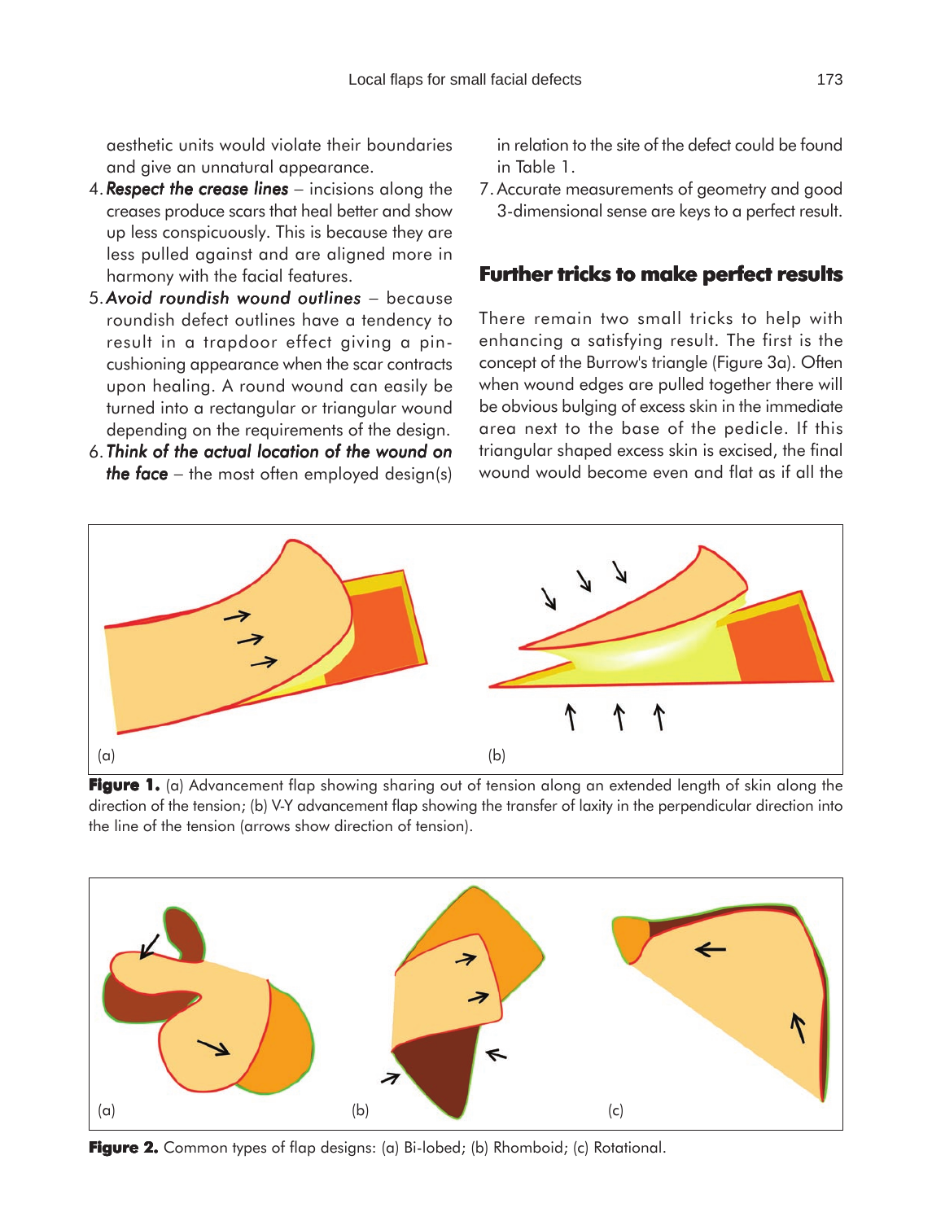aesthetic units would violate their boundaries and give an unnatural appearance.

4. ***Respect the crease lines*** – incisions along the creases produce scars that heal better and show up less conspicuously. This is because they are less pulled against and are aligned more in harmony with the facial features.
5. ***Avoid roundish wound outlines*** – because roundish defect outlines have a tendency to result in a trapdoor effect giving a pin-cushioning appearance when the scar contracts upon healing. A round wound can easily be turned into a rectangular or triangular wound depending on the requirements of the design.
6. ***Think of the actual location of the wound on the face*** – the most often employed design(s) in relation to the site of the defect could be found in Table 1.
7. Accurate measurements of geometry and good 3-dimensional sense are keys to a perfect result.

## Further tricks to make perfect results

There remain two small tricks to help with enhancing a satisfying result. The first is the concept of the Burrow's triangle (Figure 3a). Often when wound edges are pulled together there will be obvious bulging of excess skin in the immediate area next to the base of the pedicle. If this triangular shaped excess skin is excised, the final wound would become even and flat as if all the

**Figure 1.** (a) Advancement flap showing sharing out of tension along an extended length of skin along the direction of the tension; (b) V-Y advancement flap showing the transfer of laxity in the perpendicular direction into the line of the tension (arrows show direction of tension).

**Figure 2.** Common types of flap designs: (a) Bi-lobed; (b) Rhomboid; (c) Rotational.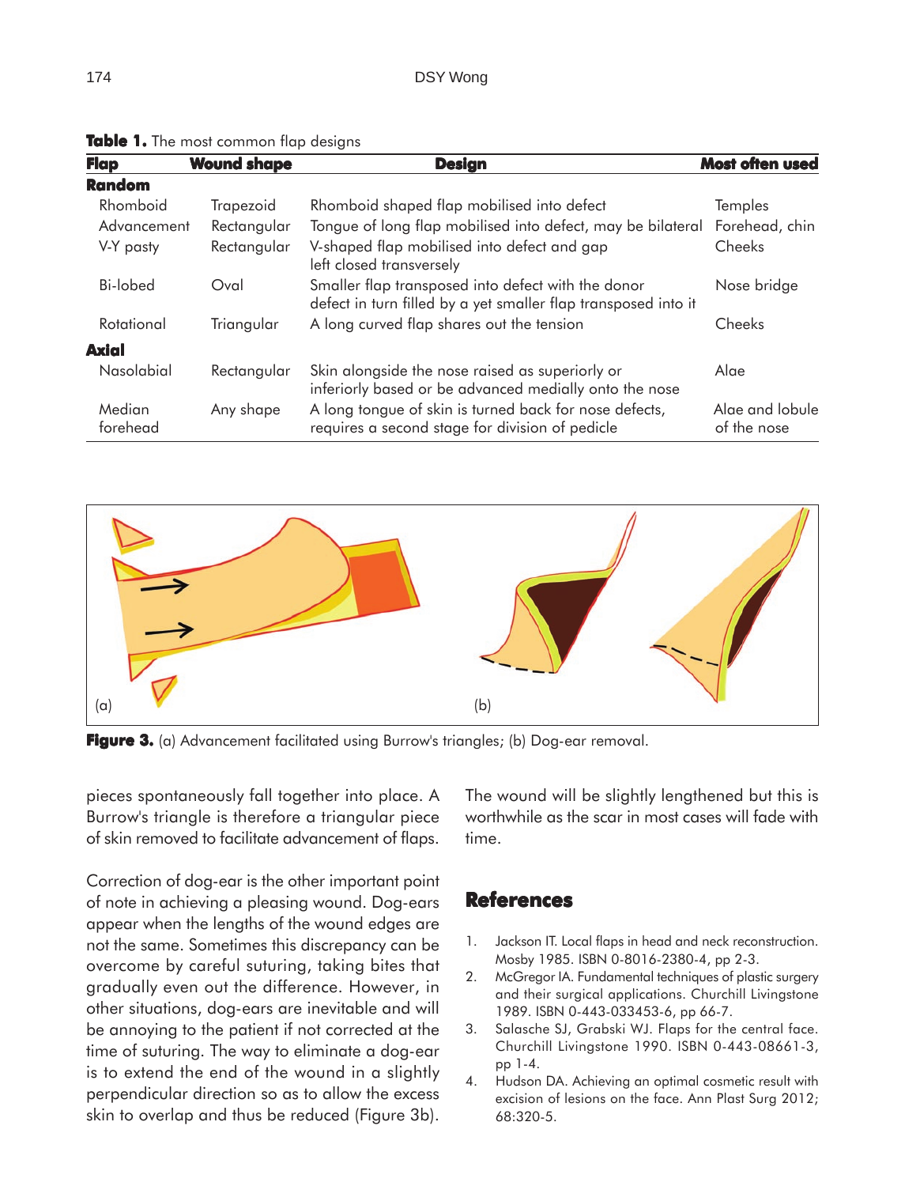**Table 1.** The most common flap designs

| Flap | Wound shape | Design | Most often used |
|---|---|---|---|
| **Random** | | | |
| Rhomboid | Trapezoid | Rhomboid shaped flap mobilised into defect | Temples |
| Advancement | Rectangular | Tongue of long flap mobilised into defect, may be bilateral | Forehead, chin |
| V-Y pasty | Rectangular | V-shaped flap mobilised into defect and gap left closed transversely | Cheeks |
| Bi-lobed | Oval | Smaller flap transposed into defect with the donor defect in turn filled by a yet smaller flap transposed into it | Nose bridge |
| Rotational | Triangular | A long curved flap shares out the tension | Cheeks |
| **Axial** | | | |
| Nasolabial | Rectangular | Skin alongside the nose raised as superiorly or inferiorly based or be advanced medially onto the nose | Alae |
| Median forehead | Any shape | A long tongue of skin is turned back for nose defects, requires a second stage for division of pedicle | Alae and lobule of the nose |

(a)

(b)

**Figure 3.** (a) Advancement facilitated using Burrow's triangles; (b) Dog-ear removal.

pieces spontaneously fall together into place. A Burrow's triangle is therefore a triangular piece of skin removed to facilitate advancement of flaps.

Correction of dog-ear is the other important point of note in achieving a pleasing wound. Dog-ears appear when the lengths of the wound edges are not the same. Sometimes this discrepancy can be overcome by careful suturing, taking bites that gradually even out the difference. However, in other situations, dog-ears are inevitable and will be annoying to the patient if not corrected at the time of suturing. The way to eliminate a dog-ear is to extend the end of the wound in a slightly perpendicular direction so as to allow the excess skin to overlap and thus be reduced (Figure 3b). The wound will be slightly lengthened but this is worthwhile as the scar in most cases will fade with time.

## References

1. Jackson IT. Local flaps in head and neck reconstruction. Mosby 1985. ISBN 0-8016-2380-4, pp 2-3.
2. McGregor IA. Fundamental techniques of plastic surgery and their surgical applications. Churchill Livingstone 1989. ISBN 0-443-033453-6, pp 66-7.
3. Salasche SJ, Grabski WJ. Flaps for the central face. Churchill Livingstone 1990. ISBN 0-443-08661-3, pp 1-4.
4. Hudson DA. Achieving an optimal cosmetic result with excision of lesions on the face. Ann Plast Surg 2012; 68:320-5.